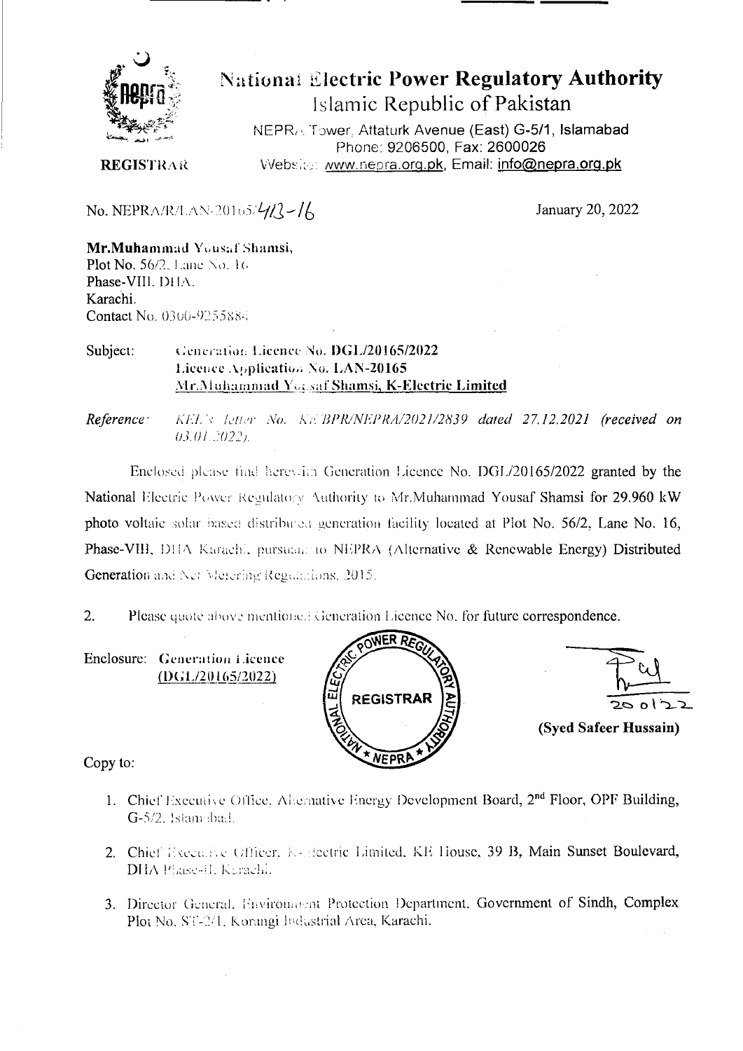# National Electric Power Regulatory Authority

Islamic Republic of Pakistan

NEPRA Tower, Attaturk Avenue (East) G-5/1, Islamabad
Phone: 9206500, Fax: 2600026
Website: www.nepra.org.pk, Email: info@nepra.org.pk

**REGISTRAR**

No. NEPRA/R/LAN-20165/413-16

January 20, 2022

**Mr.Muhammad Yousaf Shamsi,**
Plot No. 56/2, Lane No. 16
Phase-VIII, DHA,
Karachi.
Contact No. 0300-9255884

Subject: **Generation Licence No. DGL/20165/2022**
**Licence Application No. LAN-20165**
**Mr.Muhammad Yousaf Shamsi, K-Electric Limited**

*Reference: KEL's letter No. KE/BPR/NEPRA/2021/2839 dated 27.12.2021 (received on 03.01.2022).*

Enclosed please find herewith Generation Licence No. DGL/20165/2022 granted by the National Electric Power Regulatory Authority to Mr.Muhammad Yousaf Shamsi for 29.960 kW photo voltaic solar based distributed generation facility located at Plot No. 56/2, Lane No. 16, Phase-VIII, DHA Karachi, pursuant to NEPRA (Alternative & Renewable Energy) Distributed Generation and Net Metering Regulations, 2015.

2. Please quote above mentioned Generation Licence No. for future correspondence.

Enclosure: **Generation Licence (DGL/20165/2022)**

20-01-22

**(Syed Safeer Hussain)**

Copy to:

1. Chief Executive Office, Alternative Energy Development Board, 2nd Floor, OPF Building, G-5/2, Islamabad.
2. Chief Executive Officer, K-Electric Limited, KE House, 39 B, Main Sunset Boulevard, DHA Phase-II, Karachi.
3. Director General, Environment Protection Department, Government of Sindh, Complex Plot No. ST-2/1, Korangi Industrial Area, Karachi.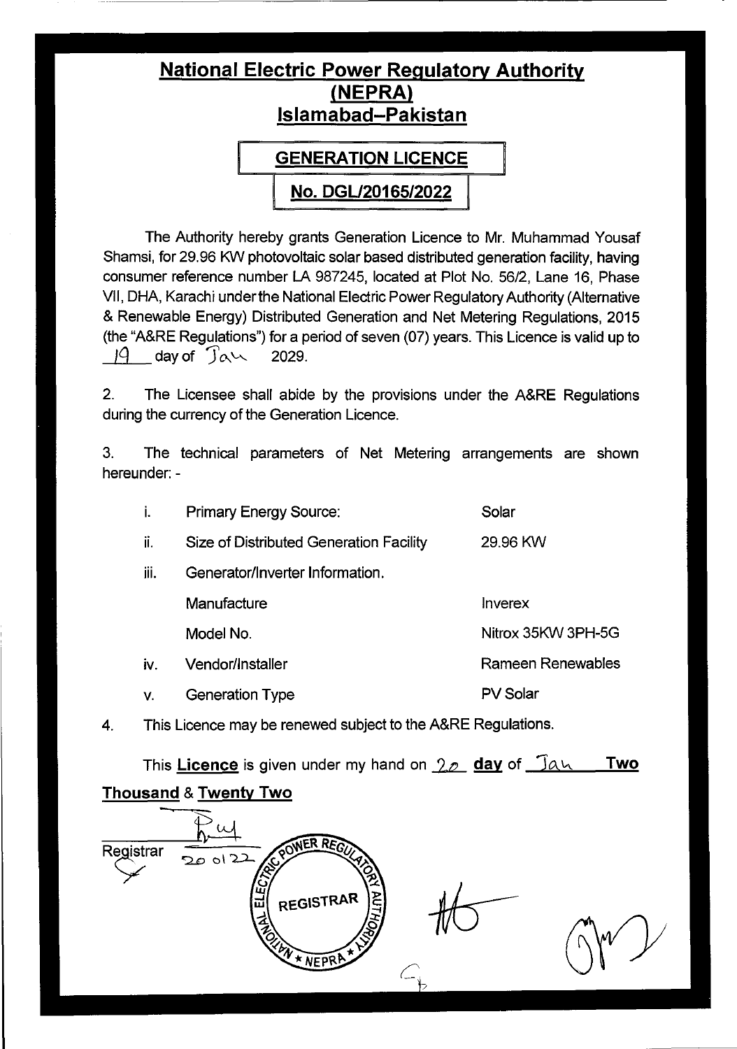# National Electric Power Regulatory Authority (NEPRA) Islamabad–Pakistan

## GENERATION LICENCE

## No. DGL/20165/2022

The Authority hereby grants Generation Licence to Mr. Muhammad Yousaf Shamsi, for 29.96 KW photovoltaic solar based distributed generation facility, having consumer reference number LA 987245, located at Plot No. 56/2, Lane 16, Phase VII, DHA, Karachi under the National Electric Power Regulatory Authority (Alternative & Renewable Energy) Distributed Generation and Net Metering Regulations, 2015 (the "A&RE Regulations") for a period of seven (07) years. This Licence is valid up to 19 day of Jan 2029.

2. The Licensee shall abide by the provisions under the A&RE Regulations during the currency of the Generation Licence.

3. The technical parameters of Net Metering arrangements are shown hereunder: -

| | | |
|---|---|---|
| i. | Primary Energy Source: | Solar |
| ii. | Size of Distributed Generation Facility | 29.96 KW |
| iii. | Generator/Inverter Information. | |
| | Manufacture | Inverex |
| | Model No. | Nitrox 35KW 3PH-5G |
| iv. | Vendor/Installer | Rameen Renewables |
| v. | Generation Type | PV Solar |

4. This Licence may be renewed subject to the A&RE Regulations.

This **Licence** is given under my hand on 20 **day** of Jan **Two Thousand** & **Twenty Two**

Registrar
20 01 22

REGISTRAR
NATIONAL ELECTRIC POWER REGULATORY AUTHORITY
★ NEPRA ★